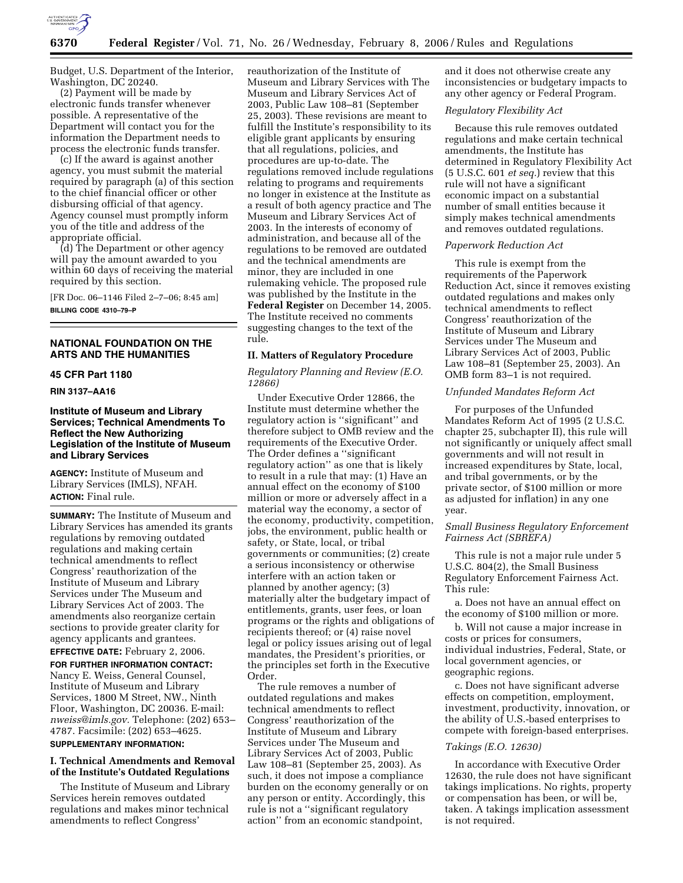Budget, U.S. Department of the Interior, Washington, DC 20240.

(2) Payment will be made by electronic funds transfer whenever possible. A representative of the Department will contact you for the information the Department needs to process the electronic funds transfer.

(c) If the award is against another agency, you must submit the material required by paragraph (a) of this section to the chief financial officer or other disbursing official of that agency. Agency counsel must promptly inform you of the title and address of the appropriate official.

(d) The Department or other agency will pay the amount awarded to you within 60 days of receiving the material required by this section.

[FR Doc. 06–1146 Filed 2–7–06; 8:45 am]

**BILLING CODE 4310–79–P**

---

## NATIONAL FOUNDATION ON THE ARTS AND THE HUMANITIES

### 45 CFR Part 1180

**RIN 3137–AA16**

### Institute of Museum and Library Services; Technical Amendments To Reflect the New Authorizing Legislation of the Institute of Museum and Library Services

**AGENCY:** Institute of Museum and Library Services (IMLS), NFAH.

**ACTION:** Final rule.

**SUMMARY:** The Institute of Museum and Library Services has amended its grants regulations by removing outdated regulations and making certain technical amendments to reflect Congress' reauthorization of the Institute of Museum and Library Services under The Museum and Library Services Act of 2003. The amendments also reorganize certain sections to provide greater clarity for agency applicants and grantees.

**EFFECTIVE DATE:** February 2, 2006.

**FOR FURTHER INFORMATION CONTACT:** Nancy E. Weiss, General Counsel, Institute of Museum and Library Services, 1800 M Street, NW., Ninth Floor, Washington, DC 20036. E-mail: *nweiss@imls.gov.* Telephone: (202) 653–4787. Facsimile: (202) 653–4625.

**SUPPLEMENTARY INFORMATION:**

#### I. Technical Amendments and Removal of the Institute's Outdated Regulations

The Institute of Museum and Library Services herein removes outdated regulations and makes minor technical amendments to reflect Congress' reauthorization of the Institute of Museum and Library Services with The Museum and Library Services Act of 2003, Public Law 108–81 (September 25, 2003). These revisions are meant to fulfill the Institute's responsibility to its eligible grant applicants by ensuring that all regulations, policies, and procedures are up-to-date. The regulations removed include regulations relating to programs and requirements no longer in existence at the Institute as a result of both agency practice and The Museum and Library Services Act of 2003. In the interests of economy of administration, and because all of the regulations to be removed are outdated and the technical amendments are minor, they are included in one rulemaking vehicle. The proposed rule was published by the Institute in the **Federal Register** on December 14, 2005. The Institute received no comments suggesting changes to the text of the rule.

#### II. Matters of Regulatory Procedure

*Regulatory Planning and Review (E.O. 12866)*

Under Executive Order 12866, the Institute must determine whether the regulatory action is "significant" and therefore subject to OMB review and the requirements of the Executive Order. The Order defines a "significant regulatory action" as one that is likely to result in a rule that may: (1) Have an annual effect on the economy of $100 million or more or adversely affect in a material way the economy, a sector of the economy, productivity, competition, jobs, the environment, public health or safety, or State, local, or tribal governments or communities; (2) create a serious inconsistency or otherwise interfere with an action taken or planned by another agency; (3) materially alter the budgetary impact of entitlements, grants, user fees, or loan programs or the rights and obligations of recipients thereof; or (4) raise novel legal or policy issues arising out of legal mandates, the President's priorities, or the principles set forth in the Executive Order.

The rule removes a number of outdated regulations and makes technical amendments to reflect Congress' reauthorization of the Institute of Museum and Library Services under The Museum and Library Services Act of 2003, Public Law 108–81 (September 25, 2003). As such, it does not impose a compliance burden on the economy generally or on any person or entity. Accordingly, this rule is not a "significant regulatory action" from an economic standpoint, and it does not otherwise create any inconsistencies or budgetary impacts to any other agency or Federal Program.

*Regulatory Flexibility Act*

Because this rule removes outdated regulations and make certain technical amendments, the Institute has determined in Regulatory Flexibility Act (5 U.S.C. 601 *et seq.*) review that this rule will not have a significant economic impact on a substantial number of small entities because it simply makes technical amendments and removes outdated regulations.

*Paperwork Reduction Act*

This rule is exempt from the requirements of the Paperwork Reduction Act, since it removes existing outdated regulations and makes only technical amendments to reflect Congress' reauthorization of the Institute of Museum and Library Services under The Museum and Library Services Act of 2003, Public Law 108–81 (September 25, 2003). An OMB form 83–1 is not required.

*Unfunded Mandates Reform Act*

For purposes of the Unfunded Mandates Reform Act of 1995 (2 U.S.C. chapter 25, subchapter II), this rule will not significantly or uniquely affect small governments and will not result in increased expenditures by State, local, and tribal governments, or by the private sector, of $100 million or more as adjusted for inflation) in any one year.

*Small Business Regulatory Enforcement Fairness Act (SBREFA)*

This rule is not a major rule under 5 U.S.C. 804(2), the Small Business Regulatory Enforcement Fairness Act. This rule:

a. Does not have an annual effect on the economy of $100 million or more.

b. Will not cause a major increase in costs or prices for consumers, individual industries, Federal, State, or local government agencies, or geographic regions.

c. Does not have significant adverse effects on competition, employment, investment, productivity, innovation, or the ability of U.S.-based enterprises to compete with foreign-based enterprises.

*Takings (E.O. 12630)*

In accordance with Executive Order 12630, the rule does not have significant takings implications. No rights, property or compensation has been, or will be, taken. A takings implication assessment is not required.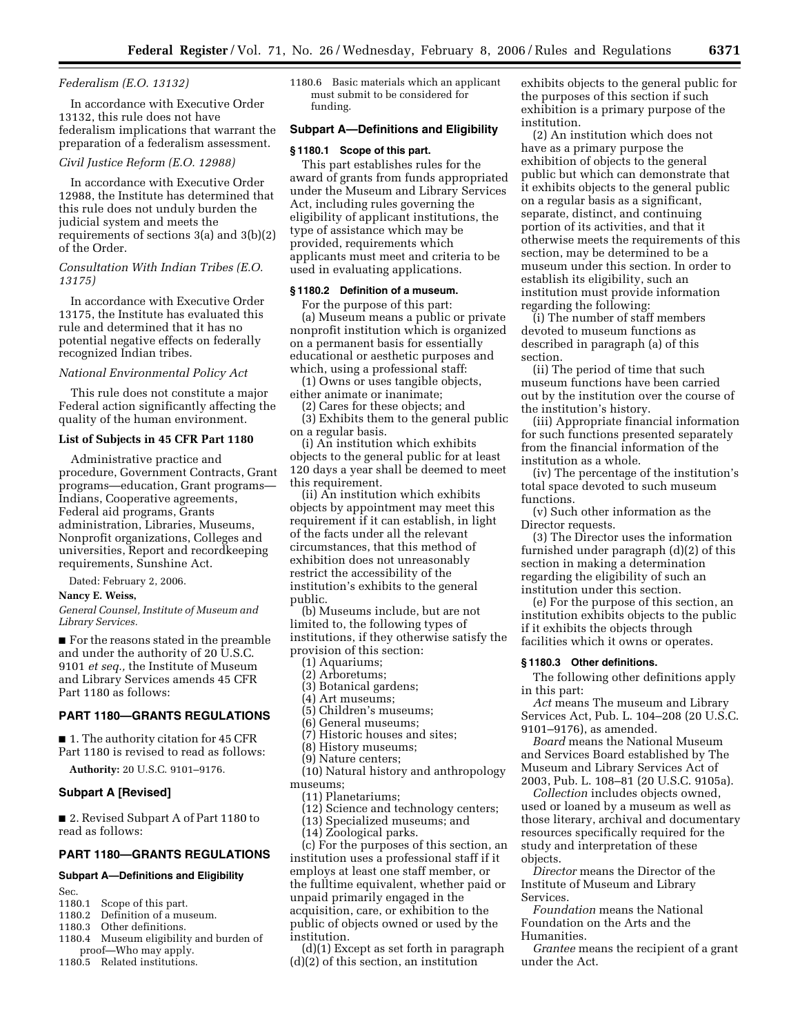*Federalism (E.O. 13132)*

In accordance with Executive Order 13132, this rule does not have federalism implications that warrant the preparation of a federalism assessment.

*Civil Justice Reform (E.O. 12988)*

In accordance with Executive Order 12988, the Institute has determined that this rule does not unduly burden the judicial system and meets the requirements of sections 3(a) and 3(b)(2) of the Order.

*Consultation With Indian Tribes (E.O. 13175)*

In accordance with Executive Order 13175, the Institute has evaluated this rule and determined that it has no potential negative effects on federally recognized Indian tribes.

*National Environmental Policy Act*

This rule does not constitute a major Federal action significantly affecting the quality of the human environment.

**List of Subjects in 45 CFR Part 1180**

Administrative practice and procedure, Government Contracts, Grant programs—education, Grant programs—Indians, Cooperative agreements, Federal aid programs, Grants administration, Libraries, Museums, Nonprofit organizations, Colleges and universities, Report and recordkeeping requirements, Sunshine Act.

Dated: February 2, 2006.

**Nancy E. Weiss,**

*General Counsel, Institute of Museum and Library Services.*

■ For the reasons stated in the preamble and under the authority of 20 U.S.C. 9101 *et seq.,* the Institute of Museum and Library Services amends 45 CFR Part 1180 as follows:

## PART 1180—GRANTS REGULATIONS

■ 1. The authority citation for 45 CFR Part 1180 is revised to read as follows:

**Authority:** 20 U.S.C. 9101–9176.

### Subpart A [Revised]

■ 2. Revised Subpart A of Part 1180 to read as follows:

## PART 1180—GRANTS REGULATIONS

### Subpart A—Definitions and Eligibility

Sec.
1180.1 Scope of this part.
1180.2 Definition of a museum.
1180.3 Other definitions.
1180.4 Museum eligibility and burden of proof—Who may apply.
1180.5 Related institutions.
1180.6 Basic materials which an applicant must submit to be considered for funding.

### Subpart A—Definitions and Eligibility

**§ 1180.1 Scope of this part.**

This part establishes rules for the award of grants from funds appropriated under the Museum and Library Services Act, including rules governing the eligibility of applicant institutions, the type of assistance which may be provided, requirements which applicants must meet and criteria to be used in evaluating applications.

**§ 1180.2 Definition of a museum.**

For the purpose of this part:

(a) Museum means a public or private nonprofit institution which is organized on a permanent basis for essentially educational or aesthetic purposes and which, using a professional staff:

(1) Owns or uses tangible objects, either animate or inanimate;

(2) Cares for these objects; and

(3) Exhibits them to the general public on a regular basis.

(i) An institution which exhibits objects to the general public for at least 120 days a year shall be deemed to meet this requirement.

(ii) An institution which exhibits objects by appointment may meet this requirement if it can establish, in light of the facts under all the relevant circumstances, that this method of exhibition does not unreasonably restrict the accessibility of the institution's exhibits to the general public.

(b) Museums include, but are not limited to, the following types of institutions, if they otherwise satisfy the provision of this section:

(1) Aquariums;
(2) Arboretums;
(3) Botanical gardens;
(4) Art museums;
(5) Children's museums;
(6) General museums;
(7) Historic houses and sites;
(8) History museums;
(9) Nature centers;
(10) Natural history and anthropology museums;
(11) Planetariums;
(12) Science and technology centers;
(13) Specialized museums; and
(14) Zoological parks.

(c) For the purposes of this section, an institution uses a professional staff if it employs at least one staff member, or the fulltime equivalent, whether paid or unpaid primarily engaged in the acquisition, care, or exhibition to the public of objects owned or used by the institution.

(d)(1) Except as set forth in paragraph (d)(2) of this section, an institution exhibits objects to the general public for the purposes of this section if such exhibition is a primary purpose of the institution.

(2) An institution which does not have as a primary purpose the exhibition of objects to the general public but which can demonstrate that it exhibits objects to the general public on a regular basis as a significant, separate, distinct, and continuing portion of its activities, and that it otherwise meets the requirements of this section, may be determined to be a museum under this section. In order to establish its eligibility, such an institution must provide information regarding the following:

(i) The number of staff members devoted to museum functions as described in paragraph (a) of this section.

(ii) The period of time that such museum functions have been carried out by the institution over the course of the institution's history.

(iii) Appropriate financial information for such functions presented separately from the financial information of the institution as a whole.

(iv) The percentage of the institution's total space devoted to such museum functions.

(v) Such other information as the Director requests.

(3) The Director uses the information furnished under paragraph (d)(2) of this section in making a determination regarding the eligibility of such an institution under this section.

(e) For the purpose of this section, an institution exhibits objects to the public if it exhibits the objects through facilities which it owns or operates.

**§ 1180.3 Other definitions.**

The following other definitions apply in this part:

*Act* means The museum and Library Services Act, Pub. L. 104–208 (20 U.S.C. 9101–9176), as amended.

*Board* means the National Museum and Services Board established by The Museum and Library Services Act of 2003, Pub. L. 108–81 (20 U.S.C. 9105a).

*Collection* includes objects owned, used or loaned by a museum as well as those literary, archival and documentary resources specifically required for the study and interpretation of these objects.

*Director* means the Director of the Institute of Museum and Library Services.

*Foundation* means the National Foundation on the Arts and the Humanities.

*Grantee* means the recipient of a grant under the Act.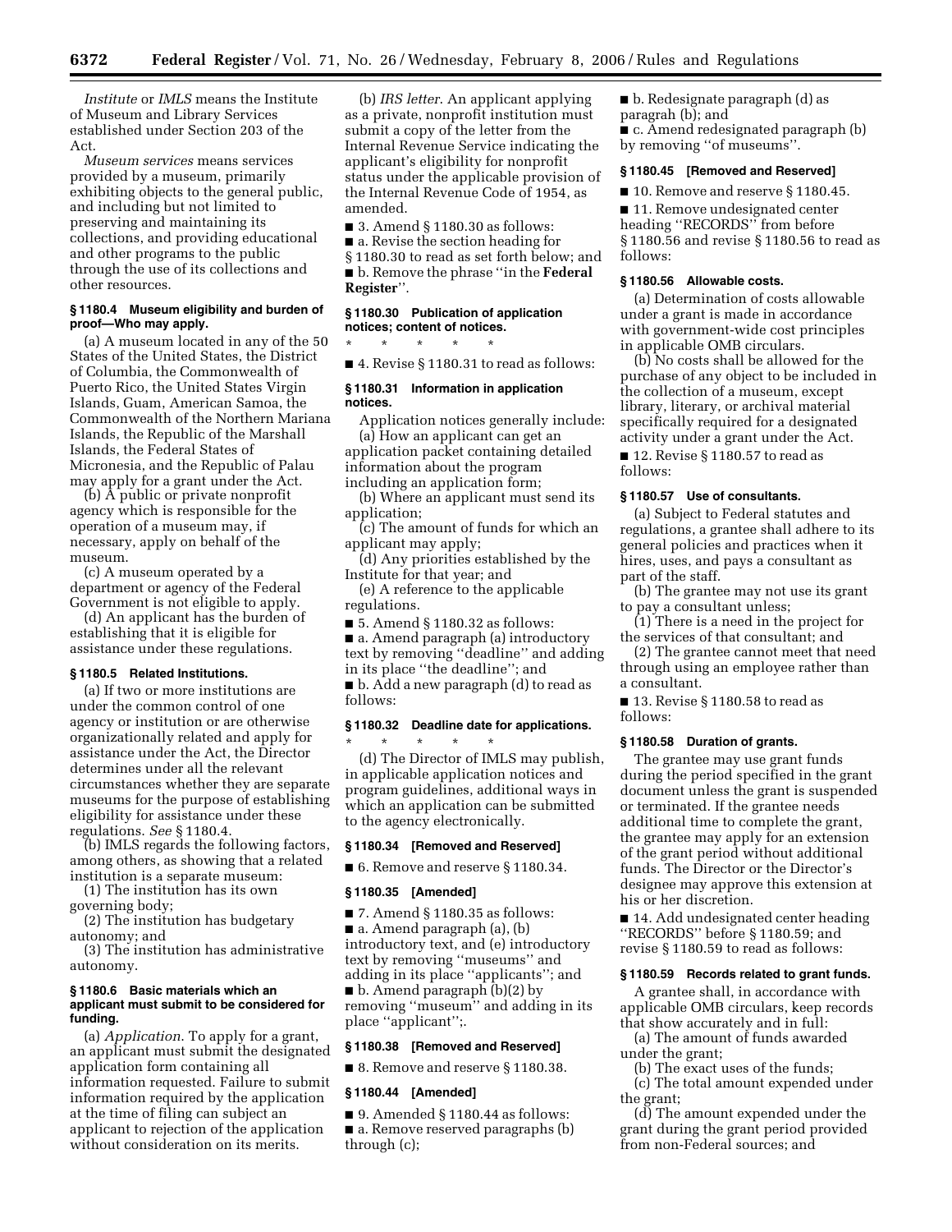*Institute* or *IMLS* means the Institute of Museum and Library Services established under Section 203 of the Act.

*Museum services* means services provided by a museum, primarily exhibiting objects to the general public, and including but not limited to preserving and maintaining its collections, and providing educational and other programs to the public through the use of its collections and other resources.

**§ 1180.4 Museum eligibility and burden of proof—Who may apply.**

(a) A museum located in any of the 50 States of the United States, the District of Columbia, the Commonwealth of Puerto Rico, the United States Virgin Islands, Guam, American Samoa, the Commonwealth of the Northern Mariana Islands, the Republic of the Marshall Islands, the Federal States of Micronesia, and the Republic of Palau may apply for a grant under the Act.

(b) A public or private nonprofit agency which is responsible for the operation of a museum may, if necessary, apply on behalf of the museum.

(c) A museum operated by a department or agency of the Federal Government is not eligible to apply.

(d) An applicant has the burden of establishing that it is eligible for assistance under these regulations.

**§ 1180.5 Related Institutions.**

(a) If two or more institutions are under the common control of one agency or institution or are otherwise organizationally related and apply for assistance under the Act, the Director determines under all the relevant circumstances whether they are separate museums for the purpose of establishing eligibility for assistance under these regulations. *See* § 1180.4.

(b) IMLS regards the following factors, among others, as showing that a related institution is a separate museum:

(1) The institution has its own governing body;

(2) The institution has budgetary autonomy; and

(3) The institution has administrative autonomy.

**§ 1180.6 Basic materials which an applicant must submit to be considered for funding.**

(a) *Application*. To apply for a grant, an applicant must submit the designated application form containing all information requested. Failure to submit information required by the application at the time of filing can subject an applicant to rejection of the application without consideration on its merits.

(b) *IRS letter*. An applicant applying as a private, nonprofit institution must submit a copy of the letter from the Internal Revenue Service indicating the applicant's eligibility for nonprofit status under the applicable provision of the Internal Revenue Code of 1954, as amended.

■ 3. Amend § 1180.30 as follows:

■ a. Revise the section heading for § 1180.30 to read as set forth below; and

■ b. Remove the phrase ''in the **Federal Register**''.

**§ 1180.30 Publication of application notices; content of notices.**

\* \* \* \* \*

■ 4. Revise § 1180.31 to read as follows:

**§ 1180.31 Information in application notices.**

Application notices generally include:

(a) How an applicant can get an application packet containing detailed information about the program including an application form;

(b) Where an applicant must send its application;

(c) The amount of funds for which an applicant may apply;

(d) Any priorities established by the Institute for that year; and

(e) A reference to the applicable regulations.

■ 5. Amend § 1180.32 as follows:

■ a. Amend paragraph (a) introductory text by removing ''deadline'' and adding in its place ''the deadline''; and

■ b. Add a new paragraph (d) to read as follows:

**§ 1180.32 Deadline date for applications.**

\* \* \* \* \*

(d) The Director of IMLS may publish, in applicable application notices and program guidelines, additional ways in which an application can be submitted to the agency electronically.

**§ 1180.34 [Removed and Reserved]**

■ 6. Remove and reserve § 1180.34.

**§ 1180.35 [Amended]**

■ 7. Amend § 1180.35 as follows:

■ a. Amend paragraph (a), (b) introductory text, and (e) introductory text by removing ''museums'' and adding in its place ''applicants''; and

■ b. Amend paragraph (b)(2) by removing ''museum'' and adding in its place ''applicant'';.

**§ 1180.38 [Removed and Reserved]**

■ 8. Remove and reserve § 1180.38.

**§ 1180.44 [Amended]**

■ 9. Amended § 1180.44 as follows:

■ a. Remove reserved paragraphs (b) through (c);

■ b. Redesignate paragraph (d) as paragrah (b); and

■ c. Amend redesignated paragraph (b) by removing ''of museums''.

**§ 1180.45 [Removed and Reserved]**

■ 10. Remove and reserve § 1180.45.

■ 11. Remove undesignated center heading ''RECORDS'' from before § 1180.56 and revise § 1180.56 to read as follows:

**§ 1180.56 Allowable costs.**

(a) Determination of costs allowable under a grant is made in accordance with government-wide cost principles in applicable OMB circulars.

(b) No costs shall be allowed for the purchase of any object to be included in the collection of a museum, except library, literary, or archival material specifically required for a designated activity under a grant under the Act.

■ 12. Revise § 1180.57 to read as follows:

**§ 1180.57 Use of consultants.**

(a) Subject to Federal statutes and regulations, a grantee shall adhere to its general policies and practices when it hires, uses, and pays a consultant as part of the staff.

(b) The grantee may not use its grant to pay a consultant unless;

(1) There is a need in the project for the services of that consultant; and

(2) The grantee cannot meet that need through using an employee rather than a consultant.

■ 13. Revise § 1180.58 to read as follows:

**§ 1180.58 Duration of grants.**

The grantee may use grant funds during the period specified in the grant document unless the grant is suspended or terminated. If the grantee needs additional time to complete the grant, the grantee may apply for an extension of the grant period without additional funds. The Director or the Director's designee may approve this extension at his or her discretion.

■ 14. Add undesignated center heading ''RECORDS'' before § 1180.59; and revise § 1180.59 to read as follows:

**§ 1180.59 Records related to grant funds.**

A grantee shall, in accordance with applicable OMB circulars, keep records that show accurately and in full:

(a) The amount of funds awarded under the grant;

(b) The exact uses of the funds;

(c) The total amount expended under the grant;

(d) The amount expended under the grant during the grant period provided from non-Federal sources; and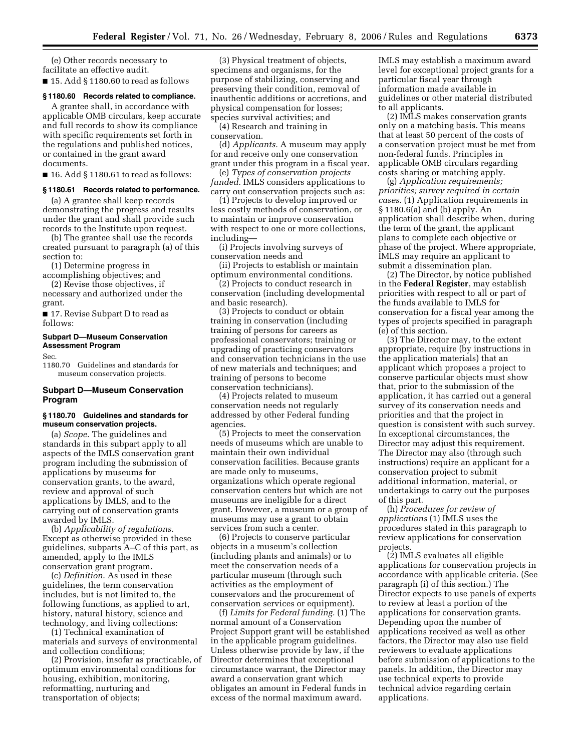(e) Other records necessary to facilitate an effective audit.

■ 15. Add § 1180.60 to read as follows

### § 1180.60 Records related to compliance.

A grantee shall, in accordance with applicable OMB circulars, keep accurate and full records to show its compliance with specific requirements set forth in the regulations and published notices, or contained in the grant award documents.

■ 16. Add § 1180.61 to read as follows:

### § 1180.61 Records related to performance.

(a) A grantee shall keep records demonstrating the progress and results under the grant and shall provide such records to the Institute upon request.

(b) The grantee shall use the records created pursuant to paragraph (a) of this section to:

(1) Determine progress in accomplishing objectives; and

(2) Revise those objectives, if necessary and authorized under the grant.

■ 17. Revise Subpart D to read as follows:

## Subpart D—Museum Conservation Assessment Program

Sec.
1180.70 Guidelines and standards for museum conservation projects.

## Subpart D—Museum Conservation Program

### § 1180.70 Guidelines and standards for museum conservation projects.

(a) *Scope*. The guidelines and standards in this subpart apply to all aspects of the IMLS conservation grant program including the submission of applications by museums for conservation grants, to the award, review and approval of such applications by IMLS, and to the carrying out of conservation grants awarded by IMLS.

(b) *Applicability of regulations.* Except as otherwise provided in these guidelines, subparts A–C of this part, as amended, apply to the IMLS conservation grant program.

(c) *Definition*. As used in these guidelines, the term conservation includes, but is not limited to, the following functions, as applied to art, history, natural history, science and technology, and living collections:

(1) Technical examination of materials and surveys of environmental and collection conditions;

(2) Provision, insofar as practicable, of optimum environmental conditions for housing, exhibition, monitoring, reformatting, nurturing and transportation of objects;

(3) Physical treatment of objects, specimens and organisms, for the purpose of stabilizing, conserving and preserving their condition, removal of inauthentic additions or accretions, and physical compensation for losses; species survival activities; and

(4) Research and training in conservation.

(d) *Applicants.* A museum may apply for and receive only one conservation grant under this program in a fiscal year.

(e) *Types of conservation projects funded.* IMLS considers applications to carry out conservation projects such as:

(1) Projects to develop improved or less costly methods of conservation, or to maintain or improve conservation with respect to one or more collections, including—

(i) Projects involving surveys of conservation needs and

(ii) Projects to establish or maintain optimum environmental conditions.

(2) Projects to conduct research in conservation (including developmental and basic research).

(3) Projects to conduct or obtain training in conservation (including training of persons for careers as professional conservators; training or upgrading of practicing conservators and conservation technicians in the use of new materials and techniques; and training of persons to become conservation technicians).

(4) Projects related to museum conservation needs not regularly addressed by other Federal funding agencies.

(5) Projects to meet the conservation needs of museums which are unable to maintain their own individual conservation facilities. Because grants are made only to museums, organizations which operate regional conservation centers but which are not museums are ineligible for a direct grant. However, a museum or a group of museums may use a grant to obtain services from such a center.

(6) Projects to conserve particular objects in a museum's collection (including plants and animals) or to meet the conservation needs of a particular museum (through such activities as the employment of conservators and the procurement of conservation services or equipment).

(f) *Limits for Federal funding.* (1) The normal amount of a Conservation Project Support grant will be established in the applicable program guidelines. Unless otherwise provide by law, if the Director determines that exceptional circumstance warrant, the Director may award a conservation grant which obligates an amount in Federal funds in excess of the normal maximum award. IMLS may establish a maximum award level for exceptional project grants for a particular fiscal year through information made available in guidelines or other material distributed to all applicants.

(2) IMLS makes conservation grants only on a matching basis. This means that at least 50 percent of the costs of a conservation project must be met from non-federal funds. Principles in applicable OMB circulars regarding costs sharing or matching apply.

(g) *Application requirements; priorities; survey required in certain cases.* (1) Application requirements in § 1180.6(a) and (b) apply. An application shall describe when, during the term of the grant, the applicant plans to complete each objective or phase of the project. Where appropriate, IMLS may require an applicant to submit a dissemination plan.

(2) The Director, by notice published in the **Federal Register**, may establish priorities with respect to all or part of the funds available to IMLS for conservation for a fiscal year among the types of projects specified in paragraph (e) of this section.

(3) The Director may, to the extent appropriate, require (by instructions in the application materials) that an applicant which proposes a project to conserve particular objects must show that, prior to the submission of the application, it has carried out a general survey of its conservation needs and priorities and that the project in question is consistent with such survey. In exceptional circumstances, the Director may adjust this requirement. The Director may also (through such instructions) require an applicant for a conservation project to submit additional information, material, or undertakings to carry out the purposes of this part.

(h) *Procedures for review of applications* (1) IMLS uses the procedures stated in this paragraph to review applications for conservation projects.

(2) IMLS evaluates all eligible applications for conservation projects in accordance with applicable criteria. (See paragraph (i) of this section.) The Director expects to use panels of experts to review at least a portion of the applications for conservation grants. Depending upon the number of applications received as well as other factors, the Director may also use field reviewers to evaluate applications before submission of applications to the panels. In addition, the Director may use technical experts to provide technical advice regarding certain applications.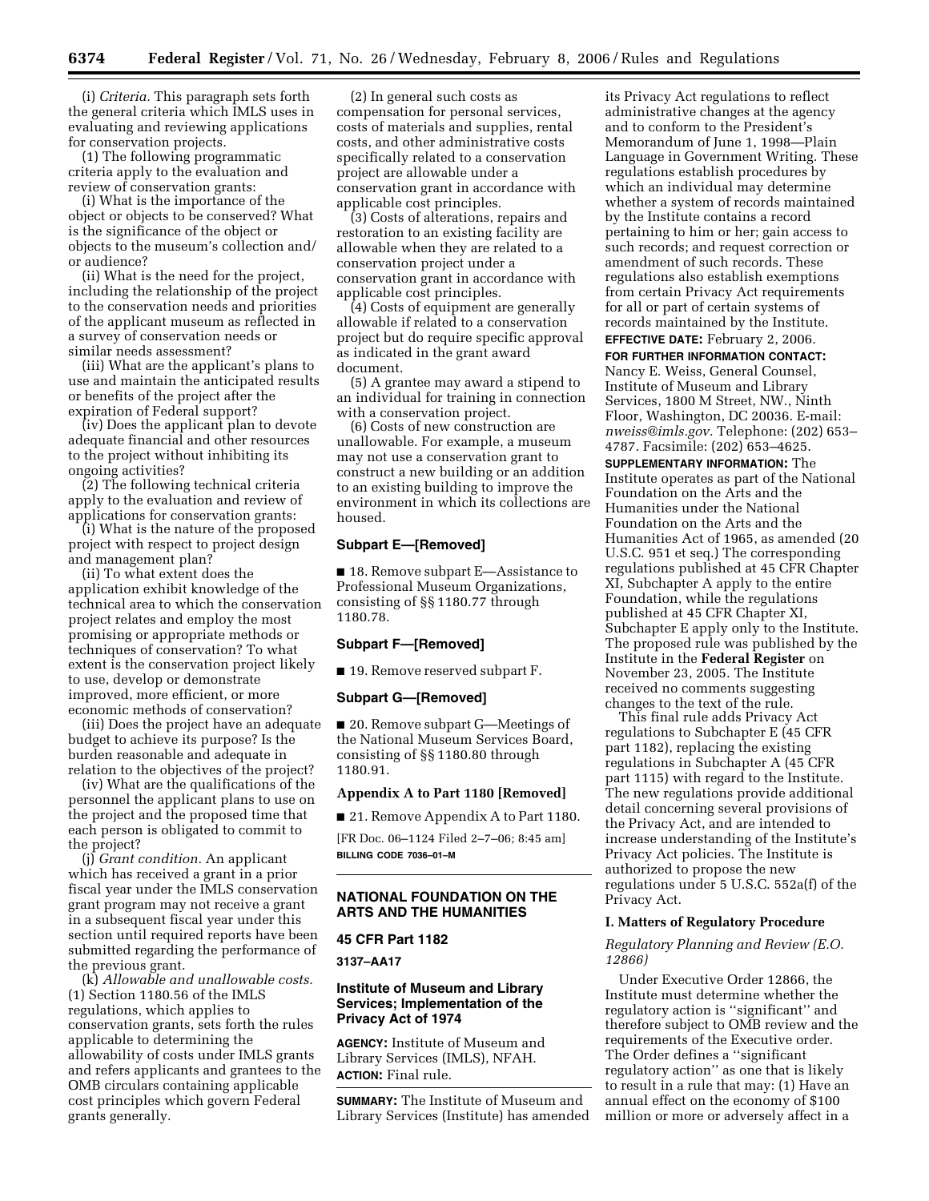(i) *Criteria.* This paragraph sets forth the general criteria which IMLS uses in evaluating and reviewing applications for conservation projects.

(1) The following programmatic criteria apply to the evaluation and review of conservation grants:

(i) What is the importance of the object or objects to be conserved? What is the significance of the object or objects to the museum's collection and/or audience?

(ii) What is the need for the project, including the relationship of the project to the conservation needs and priorities of the applicant museum as reflected in a survey of conservation needs or similar needs assessment?

(iii) What are the applicant's plans to use and maintain the anticipated results or benefits of the project after the expiration of Federal support?

(iv) Does the applicant plan to devote adequate financial and other resources to the project without inhibiting its ongoing activities?

(2) The following technical criteria apply to the evaluation and review of applications for conservation grants:

(i) What is the nature of the proposed project with respect to project design and management plan?

(ii) To what extent does the application exhibit knowledge of the technical area to which the conservation project relates and employ the most promising or appropriate methods or techniques of conservation? To what extent is the conservation project likely to use, develop or demonstrate improved, more efficient, or more economic methods of conservation?

(iii) Does the project have an adequate budget to achieve its purpose? Is the burden reasonable and adequate in relation to the objectives of the project?

(iv) What are the qualifications of the personnel the applicant plans to use on the project and the proposed time that each person is obligated to commit to the project?

(j) *Grant condition.* An applicant which has received a grant in a prior fiscal year under the IMLS conservation grant program may not receive a grant in a subsequent fiscal year under this section until required reports have been submitted regarding the performance of the previous grant.

(k) *Allowable and unallowable costs.* (1) Section 1180.56 of the IMLS regulations, which applies to conservation grants, sets forth the rules applicable to determining the allowability of costs under IMLS grants and refers applicants and grantees to the OMB circulars containing applicable cost principles which govern Federal grants generally.

(2) In general such costs as compensation for personal services, costs of materials and supplies, rental costs, and other administrative costs specifically related to a conservation project are allowable under a conservation grant in accordance with applicable cost principles.

(3) Costs of alterations, repairs and restoration to an existing facility are allowable when they are related to a conservation project under a conservation grant in accordance with applicable cost principles.

(4) Costs of equipment are generally allowable if related to a conservation project but do require specific approval as indicated in the grant award document.

(5) A grantee may award a stipend to an individual for training in connection with a conservation project.

(6) Costs of new construction are unallowable. For example, a museum may not use a conservation grant to construct a new building or an addition to an existing building to improve the environment in which its collections are housed.

### Subpart E—[Removed]

■ 18. Remove subpart E—Assistance to Professional Museum Organizations, consisting of §§ 1180.77 through 1180.78.

### Subpart F—[Removed]

■ 19. Remove reserved subpart F.

### Subpart G—[Removed]

■ 20. Remove subpart G—Meetings of the National Museum Services Board, consisting of §§ 1180.80 through 1180.91.

### Appendix A to Part 1180 [Removed]

■ 21. Remove Appendix A to Part 1180.

[FR Doc. 06–1124 Filed 2–7–06; 8:45 am]

**BILLING CODE 7036–01–M**

---

## NATIONAL FOUNDATION ON THE ARTS AND THE HUMANITIES

### 45 CFR Part 1182

### 3137–AA17

### Institute of Museum and Library Services; Implementation of the Privacy Act of 1974

**AGENCY:** Institute of Museum and Library Services (IMLS), NFAH.

**ACTION:** Final rule.

**SUMMARY:** The Institute of Museum and Library Services (Institute) has amended its Privacy Act regulations to reflect administrative changes at the agency and to conform to the President's Memorandum of June 1, 1998—Plain Language in Government Writing. These regulations establish procedures by which an individual may determine whether a system of records maintained by the Institute contains a record pertaining to him or her; gain access to such records; and request correction or amendment of such records. These regulations also establish exemptions from certain Privacy Act requirements for all or part of certain systems of records maintained by the Institute.

**EFFECTIVE DATE:** February 2, 2006.

**FOR FURTHER INFORMATION CONTACT:** Nancy E. Weiss, General Counsel, Institute of Museum and Library Services, 1800 M Street, NW., Ninth Floor, Washington, DC 20036. E-mail: *nweiss@imls.gov.* Telephone: (202) 653–4787. Facsimile: (202) 653–4625.

**SUPPLEMENTARY INFORMATION:** The Institute operates as part of the National Foundation on the Arts and the Humanities under the National Foundation on the Arts and the Humanities Act of 1965, as amended (20 U.S.C. 951 et seq.) The corresponding regulations published at 45 CFR Chapter XI, Subchapter A apply to the entire Foundation, while the regulations published at 45 CFR Chapter XI, Subchapter E apply only to the Institute. The proposed rule was published by the Institute in the **Federal Register** on November 23, 2005. The Institute received no comments suggesting changes to the text of the rule.

This final rule adds Privacy Act regulations to Subchapter E (45 CFR part 1182), replacing the existing regulations in Subchapter A (45 CFR part 1115) with regard to the Institute. The new regulations provide additional detail concerning several provisions of the Privacy Act, and are intended to increase understanding of the Institute's Privacy Act policies. The Institute is authorized to propose the new regulations under 5 U.S.C. 552a(f) of the Privacy Act.

#### I. Matters of Regulatory Procedure

*Regulatory Planning and Review (E.O. 12866)*

Under Executive Order 12866, the Institute must determine whether the regulatory action is ''significant'' and therefore subject to OMB review and the requirements of the Executive order. The Order defines a ''significant regulatory action'' as one that is likely to result in a rule that may: (1) Have an annual effect on the economy of $100 million or more or adversely affect in a